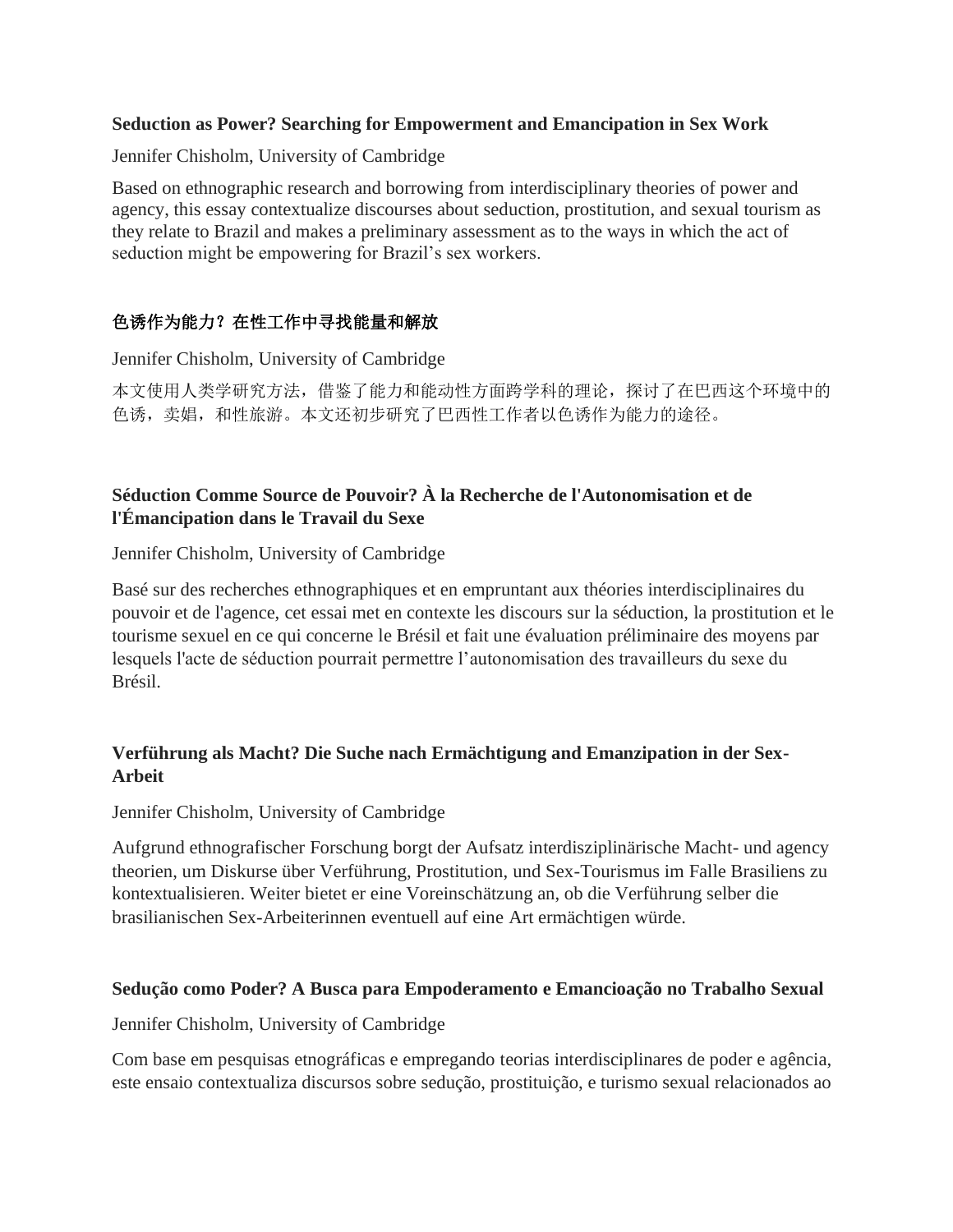**Seduction as Power? Searching for Empowerment and Emancipation in Sex Work**

Jennifer Chisholm, University of Cambridge

Based on ethnographic research and borrowing from interdisciplinary theories of power and agency, this essay contextualize discourses about seduction, prostitution, and sexual tourism as they relate to Brazil and makes a preliminary assessment as to the ways in which the act of seduction might be empowering for Brazil's sex workers.

**色诱作为能力？在性工作中寻找能量和解放**

Jennifer Chisholm, University of Cambridge

本文使用人类学研究方法，借鉴了能力和能动性方面跨学科的理论，探讨了在巴西这个环境中的色诱，卖娼，和性旅游。本文还初步研究了巴西性工作者以色诱作为能力的途径。

**Séduction Comme Source de Pouvoir? À la Recherche de l'Autonomisation et de l'Émancipation dans le Travail du Sexe**

Jennifer Chisholm, University of Cambridge

Basé sur des recherches ethnographiques et en empruntant aux théories interdisciplinaires du pouvoir et de l'agence, cet essai met en contexte les discours sur la séduction, la prostitution et le tourisme sexuel en ce qui concerne le Brésil et fait une évaluation préliminaire des moyens par lesquels l'acte de séduction pourrait permettre l'autonomisation des travailleurs du sexe du Brésil.

**Verführung als Macht? Die Suche nach Ermächtigung and Emanzipation in der Sex-Arbeit**

Jennifer Chisholm, University of Cambridge

Aufgrund ethnografischer Forschung borgt der Aufsatz interdisziplinärische Macht- und agency theorien, um Diskurse über Verführung, Prostitution, und Sex-Tourismus im Falle Brasiliens zu kontextualisieren. Weiter bietet er eine Voreinschätzung an, ob die Verführung selber die brasilianischen Sex-Arbeiterinnen eventuell auf eine Art ermächtigen würde.

**Sedução como Poder? A Busca para Empoderamento e Emancioação no Trabalho Sexual**

Jennifer Chisholm, University of Cambridge

Com base em pesquisas etnográficas e empregando teorias interdisciplinares de poder e agência, este ensaio contextualiza discursos sobre sedução, prostituição, e turismo sexual relacionados ao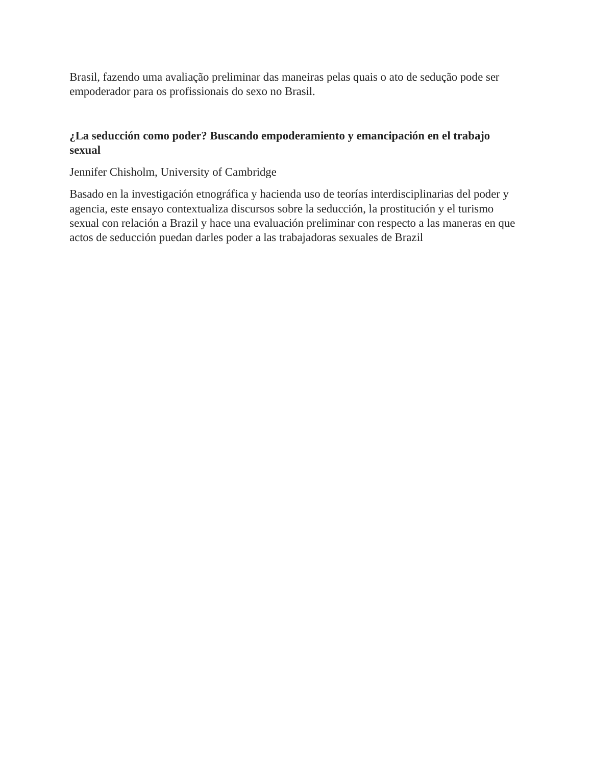Brasil, fazendo uma avaliação preliminar das maneiras pelas quais o ato de sedução pode ser empoderador para os profissionais do sexo no Brasil.

**¿La seducción como poder? Buscando empoderamiento y emancipación en el trabajo sexual**

Jennifer Chisholm, University of Cambridge

Basado en la investigación etnográfica y hacienda uso de teorías interdisciplinarias del poder y agencia, este ensayo contextualiza discursos sobre la seducción, la prostitución y el turismo sexual con relación a Brazil y hace una evaluación preliminar con respecto a las maneras en que actos de seducción puedan darles poder a las trabajadoras sexuales de Brazil